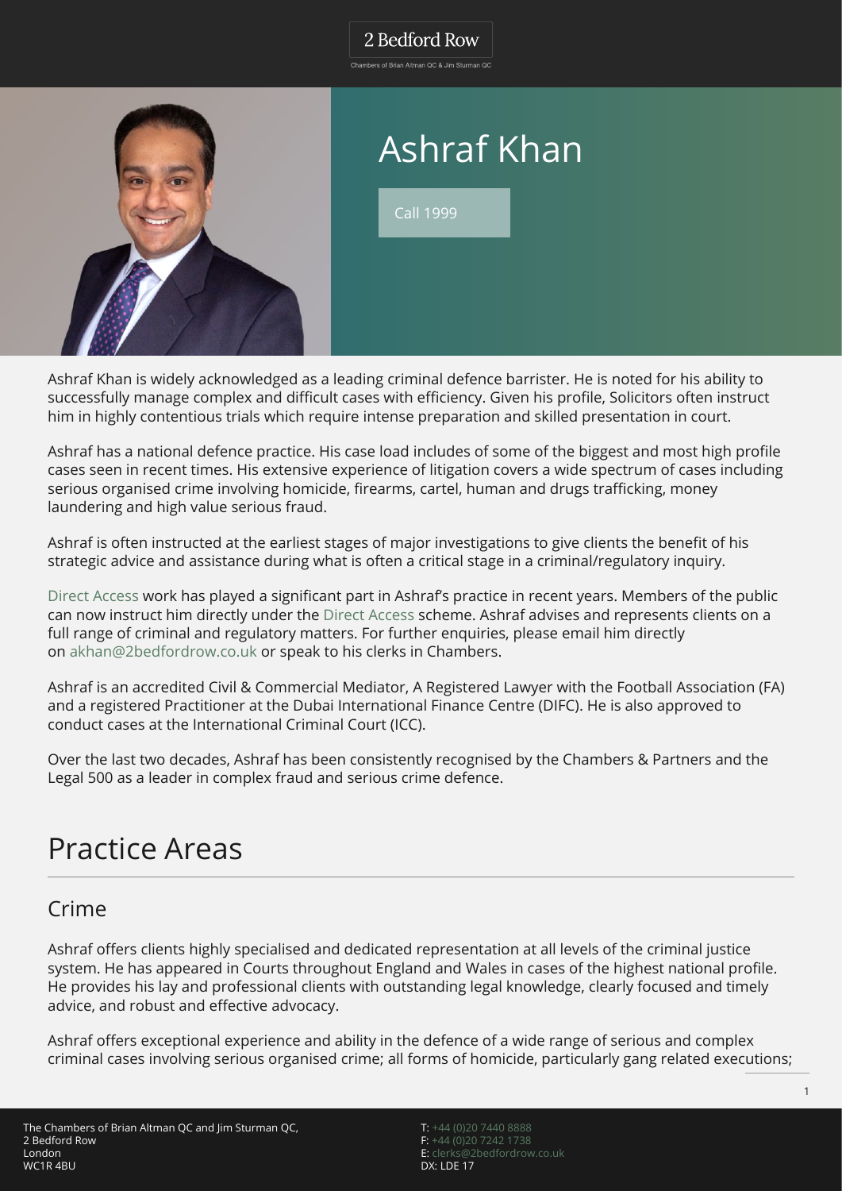# Ashraf Khan

Call 1999

Ashraf Khan is widely acknowledged as a leading criminal defence barrister. He is noted for his ability to successfully manage complex and difficult cases with efficiency. Given his profile, Solicitors often instruct him in highly contentious trials which require intense preparation and skilled presentation in court.

Ashraf has a national defence practice. His case load includes of some of the biggest and most high profile cases seen in recent times. His extensive experience of litigation covers a wide spectrum of cases including serious organised crime involving homicide, firearms, cartel, human and drugs trafficking, money laundering and high value serious fraud.

Ashraf is often instructed at the earliest stages of major investigations to give clients the benefit of his strategic advice and assistance during what is often a critical stage in a criminal/regulatory inquiry.

Direct Access work has played a significant part in Ashraf's practice in recent years. Members of the public can now instruct him directly under the Direct Access scheme. Ashraf advises and represents clients on a full range of criminal and regulatory matters. For further enquiries, please email him directly on akhan@2bedfordrow.co.uk or speak to his clerks in Chambers.

Ashraf is an accredited Civil & Commercial Mediator, A Registered Lawyer with the Football Association (FA) and a registered Practitioner at the Dubai International Finance Centre (DIFC). He is also approved to conduct cases at the International Criminal Court (ICC).

Over the last two decades, Ashraf has been consistently recognised by the Chambers & Partners and the Legal 500 as a leader in complex fraud and serious crime defence.

# Practice Areas

## Crime

Ashraf offers clients highly specialised and dedicated representation at all levels of the criminal justice system. He has appeared in Courts throughout England and Wales in cases of the highest national profile. He provides his lay and professional clients with outstanding legal knowledge, clearly focused and timely advice, and robust and effective advocacy.

Ashraf offers exceptional experience and ability in the defence of a wide range of serious and complex criminal cases involving serious organised crime; all forms of homicide, particularly gang related executions;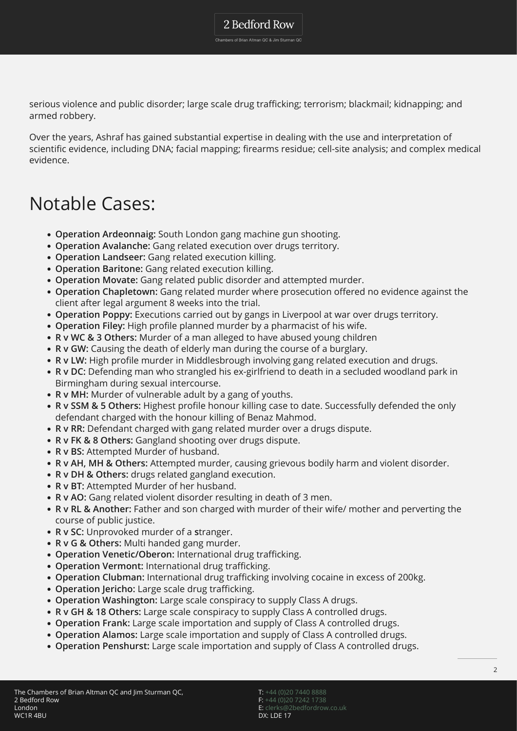serious violence and public disorder; large scale drug trafficking; terrorism; blackmail; kidnapping; and armed robbery.

Over the years, Ashraf has gained substantial expertise in dealing with the use and interpretation of scientific evidence, including DNA; facial mapping; firearms residue; cell-site analysis; and complex medical evidence.

# Notable Cases:

- **Operation Ardeonnaig:** South London gang machine gun shooting.
- **Operation Avalanche:** Gang related execution over drugs territory.
- **Operation Landseer:** Gang related execution killing.
- **Operation Baritone:** Gang related execution killing.
- **Operation Movate:** Gang related public disorder and attempted murder.
- **Operation Chapletown:** Gang related murder where prosecution offered no evidence against the client after legal argument 8 weeks into the trial.
- **Operation Poppy:** Executions carried out by gangs in Liverpool at war over drugs territory.
- **Operation Filey:** High profile planned murder by a pharmacist of his wife.
- **R v WC & 3 Others:** Murder of a man alleged to have abused young children
- **R v GW:** Causing the death of elderly man during the course of a burglary.
- **R v LW:** High profile murder in Middlesbrough involving gang related execution and drugs.
- **R v DC:** Defending man who strangled his ex-girlfriend to death in a secluded woodland park in Birmingham during sexual intercourse.
- **R v MH:** Murder of vulnerable adult by a gang of youths.
- **R v SSM & 5 Others:** Highest profile honour killing case to date. Successfully defended the only defendant charged with the honour killing of Benaz Mahmod.
- **R v RR:** Defendant charged with gang related murder over a drugs dispute.
- **R v FK & 8 Others:** Gangland shooting over drugs dispute.
- **R v BS:** Attempted Murder of husband.
- **R v AH, MH & Others:** Attempted murder, causing grievous bodily harm and violent disorder.
- **R v DH & Others:** drugs related gangland execution.
- **R v BT:** Attempted Murder of her husband.
- **R v AO:** Gang related violent disorder resulting in death of 3 men.
- **R v RL & Another:** Father and son charged with murder of their wife/ mother and perverting the course of public justice.
- **R v SC:** Unprovoked murder of a stranger.
- **R v G & Others:** Multi handed gang murder.
- **Operation Venetic/Oberon:** International drug trafficking.
- **Operation Vermont:** International drug trafficking.
- **Operation Clubman:** International drug trafficking involving cocaine in excess of 200kg.
- **Operation Jericho:** Large scale drug trafficking.
- **Operation Washington:** Large scale conspiracy to supply Class A drugs.
- **R v GH & 18 Others:** Large scale conspiracy to supply Class A controlled drugs.
- **Operation Frank:** Large scale importation and supply of Class A controlled drugs.
- **Operation Alamos:** Large scale importation and supply of Class A controlled drugs.
- **Operation Penshurst:** Large scale importation and supply of Class A controlled drugs.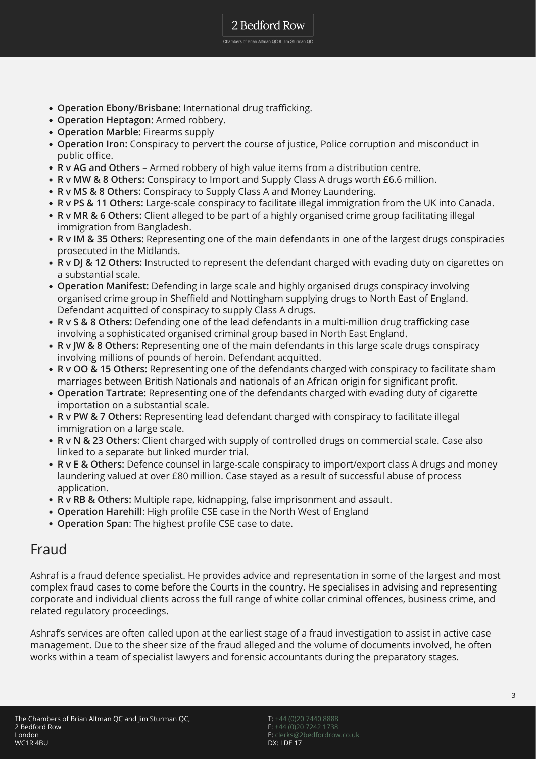- **Operation Ebony/Brisbane:** International drug trafficking.
- **Operation Heptagon:** Armed robbery.
- **Operation Marble:** Firearms supply
- **Operation Iron:** Conspiracy to pervert the course of justice, Police corruption and misconduct in public office.
- **R v AG and Others –** Armed robbery of high value items from a distribution centre.
- **R v MW & 8 Others:** Conspiracy to Import and Supply Class A drugs worth £6.6 million.
- **R v MS & 8 Others:** Conspiracy to Supply Class A and Money Laundering.
- **R v PS & 11 Others:** Large-scale conspiracy to facilitate illegal immigration from the UK into Canada.
- **R v MR & 6 Others:** Client alleged to be part of a highly organised crime group facilitating illegal immigration from Bangladesh.
- **R v IM & 35 Others:** Representing one of the main defendants in one of the largest drugs conspiracies prosecuted in the Midlands.
- **R v DJ & 12 Others:** Instructed to represent the defendant charged with evading duty on cigarettes on a substantial scale.
- **Operation Manifest:** Defending in large scale and highly organised drugs conspiracy involving organised crime group in Sheffield and Nottingham supplying drugs to North East of England. Defendant acquitted of conspiracy to supply Class A drugs.
- **R v S & 8 Others:** Defending one of the lead defendants in a multi-million drug trafficking case involving a sophisticated organised criminal group based in North East England.
- **R v JW & 8 Others:** Representing one of the main defendants in this large scale drugs conspiracy involving millions of pounds of heroin. Defendant acquitted.
- **R v OO & 15 Others:** Representing one of the defendants charged with conspiracy to facilitate sham marriages between British Nationals and nationals of an African origin for significant profit.
- **Operation Tartrate:** Representing one of the defendants charged with evading duty of cigarette importation on a substantial scale.
- **R v PW & 7 Others:** Representing lead defendant charged with conspiracy to facilitate illegal immigration on a large scale.
- **R v N & 23 Others**: Client charged with supply of controlled drugs on commercial scale. Case also linked to a separate but linked murder trial.
- **R v E & Others:** Defence counsel in large-scale conspiracy to import/export class A drugs and money laundering valued at over £80 million. Case stayed as a result of successful abuse of process application.
- **R v RB & Others:** Multiple rape, kidnapping, false imprisonment and assault.
- **Operation Harehill**: High profile CSE case in the North West of England
- **Operation Span**: The highest profile CSE case to date.

## Fraud

Ashraf is a fraud defence specialist. He provides advice and representation in some of the largest and most complex fraud cases to come before the Courts in the country. He specialises in advising and representing corporate and individual clients across the full range of white collar criminal offences, business crime, and related regulatory proceedings.

Ashraf's services are often called upon at the earliest stage of a fraud investigation to assist in active case management. Due to the sheer size of the fraud alleged and the volume of documents involved, he often works within a team of specialist lawyers and forensic accountants during the preparatory stages.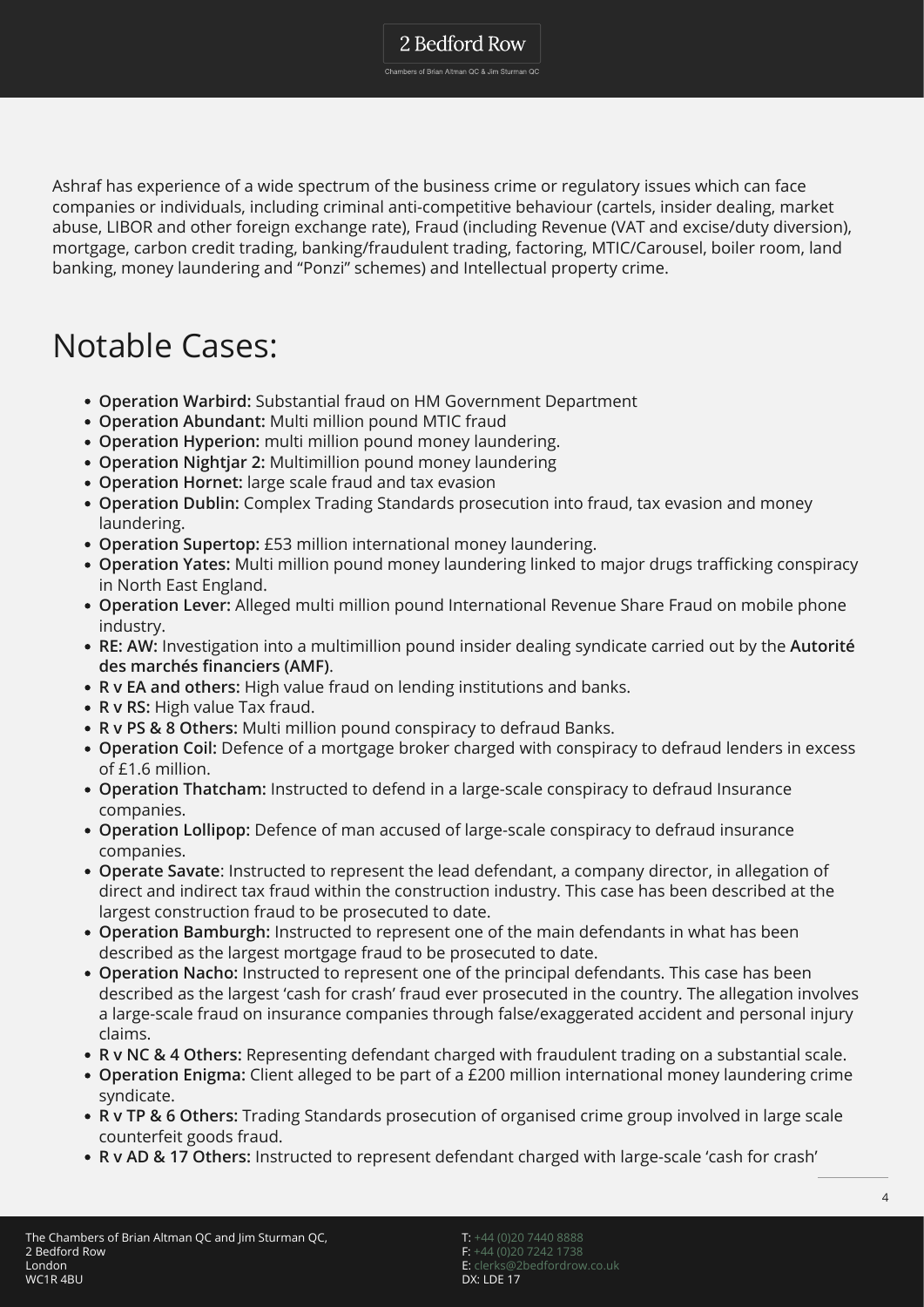Ashraf has experience of a wide spectrum of the business crime or regulatory issues which can face companies or individuals, including criminal anti-competitive behaviour (cartels, insider dealing, market abuse, LIBOR and other foreign exchange rate), Fraud (including Revenue (VAT and excise/duty diversion), mortgage, carbon credit trading, banking/fraudulent trading, factoring, MTIC/Carousel, boiler room, land banking, money laundering and "Ponzi" schemes) and Intellectual property crime.

# Notable Cases:

- **Operation Warbird:** Substantial fraud on HM Government Department
- **Operation Abundant:** Multi million pound MTIC fraud
- **Operation Hyperion:** multi million pound money laundering.
- **Operation Nightjar 2:** Multimillion pound money laundering
- **Operation Hornet:** large scale fraud and tax evasion
- **Operation Dublin:** Complex Trading Standards prosecution into fraud, tax evasion and money laundering.
- **Operation Supertop:** £53 million international money laundering.
- **Operation Yates:** Multi million pound money laundering linked to major drugs trafficking conspiracy in North East England.
- **Operation Lever:** Alleged multi million pound International Revenue Share Fraud on mobile phone industry.
- **RE: AW:** Investigation into a multimillion pound insider dealing syndicate carried out by the **Autorité des marchés financiers (AMF)**.
- **R v EA and others:** High value fraud on lending institutions and banks.
- **R v RS:** High value Tax fraud.
- **R v PS & 8 Others:** Multi million pound conspiracy to defraud Banks.
- **Operation Coil:** Defence of a mortgage broker charged with conspiracy to defraud lenders in excess of £1.6 million.
- **Operation Thatcham:** Instructed to defend in a large-scale conspiracy to defraud Insurance companies.
- **Operation Lollipop:** Defence of man accused of large-scale conspiracy to defraud insurance companies.
- **Operate Savate**: Instructed to represent the lead defendant, a company director, in allegation of direct and indirect tax fraud within the construction industry. This case has been described at the largest construction fraud to be prosecuted to date.
- **Operation Bamburgh:** Instructed to represent one of the main defendants in what has been described as the largest mortgage fraud to be prosecuted to date.
- **Operation Nacho:** Instructed to represent one of the principal defendants. This case has been described as the largest 'cash for crash' fraud ever prosecuted in the country. The allegation involves a large-scale fraud on insurance companies through false/exaggerated accident and personal injury claims.
- **R v NC & 4 Others:** Representing defendant charged with fraudulent trading on a substantial scale.
- **Operation Enigma:** Client alleged to be part of a £200 million international money laundering crime syndicate.
- **R v TP & 6 Others:** Trading Standards prosecution of organised crime group involved in large scale counterfeit goods fraud.
- **R v AD & 17 Others:** Instructed to represent defendant charged with large-scale 'cash for crash'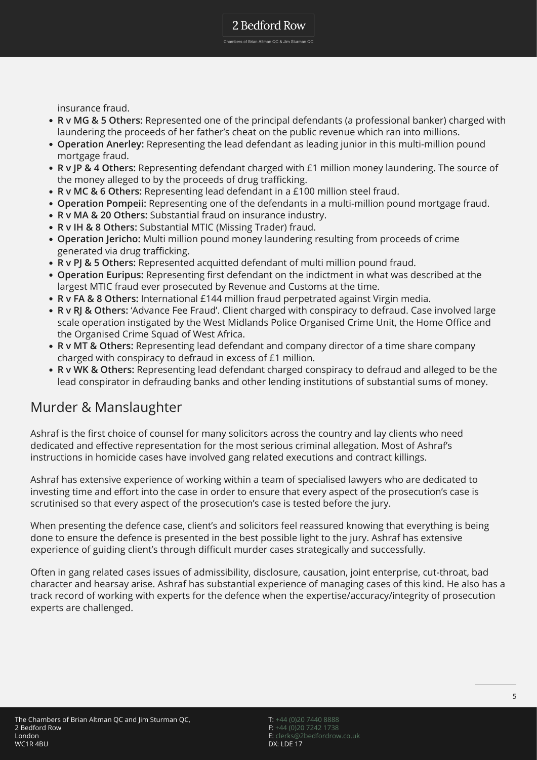insurance fraud.

- **R v MG & 5 Others:** Represented one of the principal defendants (a professional banker) charged with laundering the proceeds of her father's cheat on the public revenue which ran into millions.
- **Operation Anerley:** Representing the lead defendant as leading junior in this multi-million pound mortgage fraud.
- **R v JP & 4 Others:** Representing defendant charged with £1 million money laundering. The source of the money alleged to by the proceeds of drug trafficking.
- **R v MC & 6 Others:** Representing lead defendant in a £100 million steel fraud.
- **Operation Pompeii:** Representing one of the defendants in a multi-million pound mortgage fraud.
- **R v MA & 20 Others:** Substantial fraud on insurance industry.
- **R v IH & 8 Others:** Substantial MTIC (Missing Trader) fraud.
- **Operation Jericho:** Multi million pound money laundering resulting from proceeds of crime generated via drug trafficking.
- **R v PJ & 5 Others:** Represented acquitted defendant of multi million pound fraud.
- **Operation Euripus:** Representing first defendant on the indictment in what was described at the largest MTIC fraud ever prosecuted by Revenue and Customs at the time.
- **R v FA & 8 Others:** International £144 million fraud perpetrated against Virgin media.
- **R v RJ & Others:** 'Advance Fee Fraud'. Client charged with conspiracy to defraud. Case involved large scale operation instigated by the West Midlands Police Organised Crime Unit, the Home Office and the Organised Crime Squad of West Africa.
- **R v MT & Others:** Representing lead defendant and company director of a time share company charged with conspiracy to defraud in excess of £1 million.
- **R v WK & Others:** Representing lead defendant charged conspiracy to defraud and alleged to be the lead conspirator in defrauding banks and other lending institutions of substantial sums of money.

## Murder & Manslaughter

Ashraf is the first choice of counsel for many solicitors across the country and lay clients who need dedicated and effective representation for the most serious criminal allegation. Most of Ashraf's instructions in homicide cases have involved gang related executions and contract killings.

Ashraf has extensive experience of working within a team of specialised lawyers who are dedicated to investing time and effort into the case in order to ensure that every aspect of the prosecution's case is scrutinised so that every aspect of the prosecution's case is tested before the jury.

When presenting the defence case, client's and solicitors feel reassured knowing that everything is being done to ensure the defence is presented in the best possible light to the jury. Ashraf has extensive experience of guiding client's through difficult murder cases strategically and successfully.

Often in gang related cases issues of admissibility, disclosure, causation, joint enterprise, cut-throat, bad character and hearsay arise. Ashraf has substantial experience of managing cases of this kind. He also has a track record of working with experts for the defence when the expertise/accuracy/integrity of prosecution experts are challenged.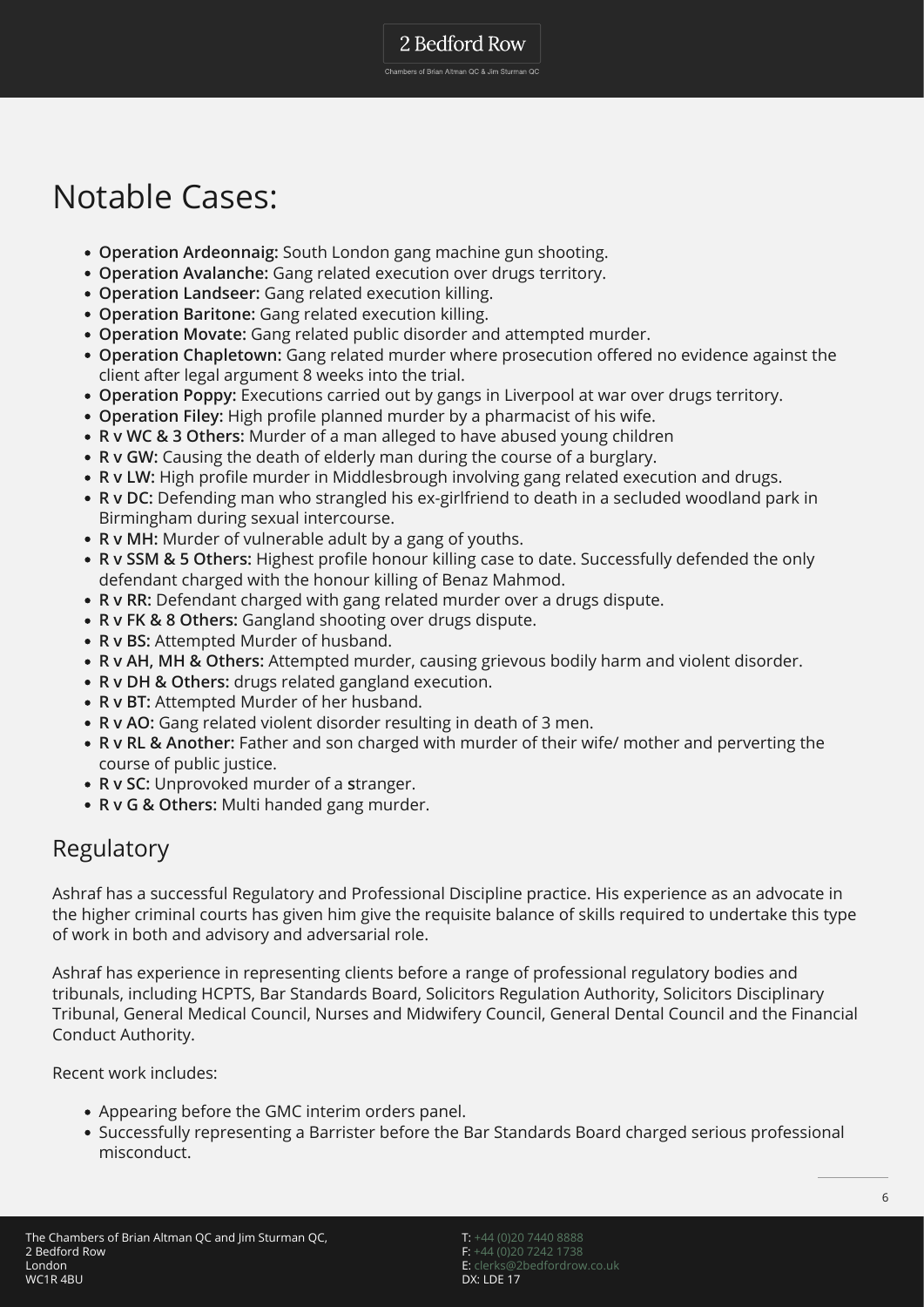# Notable Cases:

- **Operation Ardeonnaig:** South London gang machine gun shooting.
- **Operation Avalanche:** Gang related execution over drugs territory.
- **Operation Landseer:** Gang related execution killing.
- **Operation Baritone:** Gang related execution killing.
- **Operation Movate:** Gang related public disorder and attempted murder.
- **Operation Chapletown:** Gang related murder where prosecution offered no evidence against the client after legal argument 8 weeks into the trial.
- **Operation Poppy:** Executions carried out by gangs in Liverpool at war over drugs territory.
- **Operation Filey:** High profile planned murder by a pharmacist of his wife.
- **R v WC & 3 Others:** Murder of a man alleged to have abused young children
- **R v GW:** Causing the death of elderly man during the course of a burglary.
- **R v LW:** High profile murder in Middlesbrough involving gang related execution and drugs.
- **R v DC:** Defending man who strangled his ex-girlfriend to death in a secluded woodland park in Birmingham during sexual intercourse.
- **R v MH:** Murder of vulnerable adult by a gang of youths.
- **R v SSM & 5 Others:** Highest profile honour killing case to date. Successfully defended the only defendant charged with the honour killing of Benaz Mahmod.
- **R v RR:** Defendant charged with gang related murder over a drugs dispute.
- **R v FK & 8 Others:** Gangland shooting over drugs dispute.
- **R v BS:** Attempted Murder of husband.
- **R v AH, MH & Others:** Attempted murder, causing grievous bodily harm and violent disorder.
- **R v DH & Others:** drugs related gangland execution.
- **R v BT:** Attempted Murder of her husband.
- **R v AO:** Gang related violent disorder resulting in death of 3 men.
- **R v RL & Another:** Father and son charged with murder of their wife/ mother and perverting the course of public justice.
- **R v SC:** Unprovoked murder of a stranger.
- **R v G & Others:** Multi handed gang murder.

## Regulatory

Ashraf has a successful Regulatory and Professional Discipline practice. His experience as an advocate in the higher criminal courts has given him give the requisite balance of skills required to undertake this type of work in both and advisory and adversarial role.

Ashraf has experience in representing clients before a range of professional regulatory bodies and tribunals, including HCPTS, Bar Standards Board, Solicitors Regulation Authority, Solicitors Disciplinary Tribunal, General Medical Council, Nurses and Midwifery Council, General Dental Council and the Financial Conduct Authority.

Recent work includes:

- Appearing before the GMC interim orders panel.
- Successfully representing a Barrister before the Bar Standards Board charged serious professional misconduct.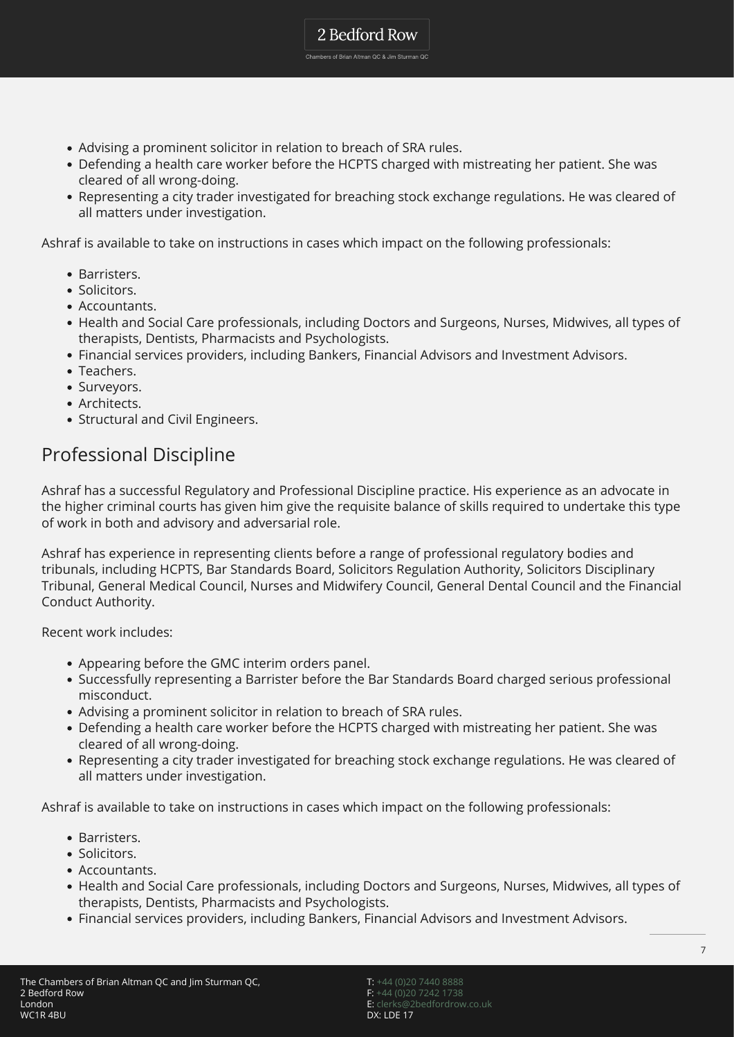- Advising a prominent solicitor in relation to breach of SRA rules.
- Defending a health care worker before the HCPTS charged with mistreating her patient. She was cleared of all wrong-doing.
- Representing a city trader investigated for breaching stock exchange regulations. He was cleared of all matters under investigation.

Ashraf is available to take on instructions in cases which impact on the following professionals:

- Barristers.
- Solicitors.
- Accountants.
- Health and Social Care professionals, including Doctors and Surgeons, Nurses, Midwives, all types of therapists, Dentists, Pharmacists and Psychologists.
- Financial services providers, including Bankers, Financial Advisors and Investment Advisors.
- Teachers.
- Surveyors.
- Architects.
- Structural and Civil Engineers.

## Professional Discipline

Ashraf has a successful Regulatory and Professional Discipline practice. His experience as an advocate in the higher criminal courts has given him give the requisite balance of skills required to undertake this type of work in both and advisory and adversarial role.

Ashraf has experience in representing clients before a range of professional regulatory bodies and tribunals, including HCPTS, Bar Standards Board, Solicitors Regulation Authority, Solicitors Disciplinary Tribunal, General Medical Council, Nurses and Midwifery Council, General Dental Council and the Financial Conduct Authority.

Recent work includes:

- Appearing before the GMC interim orders panel.
- Successfully representing a Barrister before the Bar Standards Board charged serious professional misconduct.
- Advising a prominent solicitor in relation to breach of SRA rules.
- Defending a health care worker before the HCPTS charged with mistreating her patient. She was cleared of all wrong-doing.
- Representing a city trader investigated for breaching stock exchange regulations. He was cleared of all matters under investigation.

Ashraf is available to take on instructions in cases which impact on the following professionals:

- Barristers.
- Solicitors.
- Accountants.
- Health and Social Care professionals, including Doctors and Surgeons, Nurses, Midwives, all types of therapists, Dentists, Pharmacists and Psychologists.
- Financial services providers, including Bankers, Financial Advisors and Investment Advisors.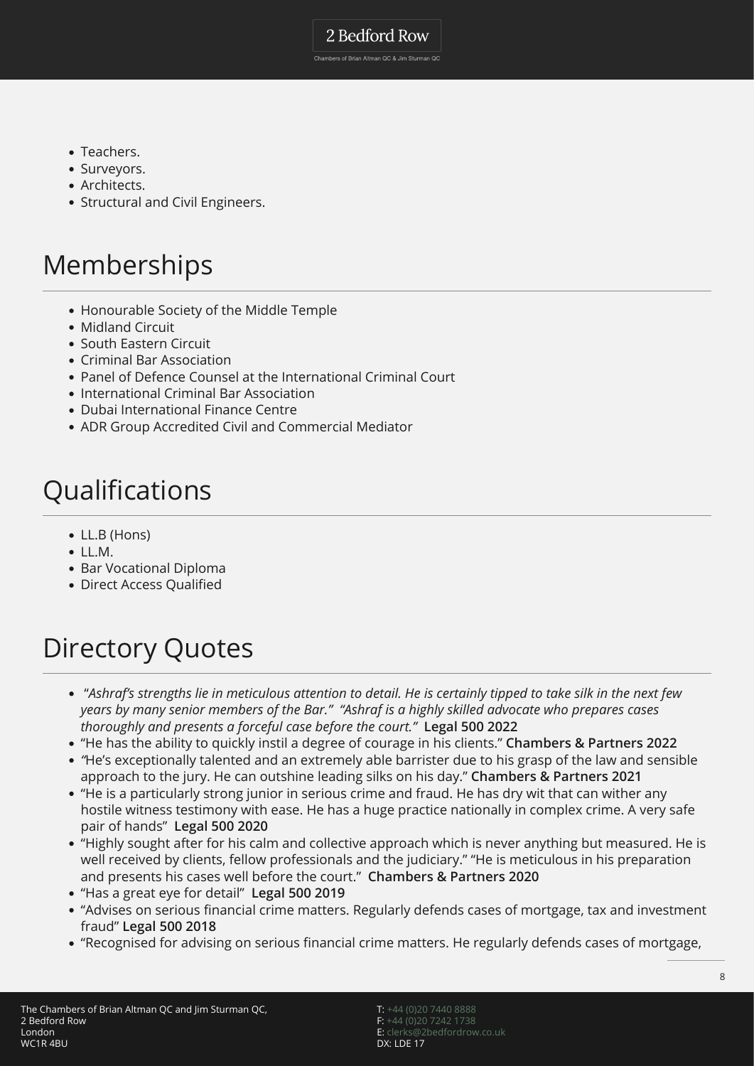- Teachers.
- Surveyors.
- Architects.
- Structural and Civil Engineers.

# Memberships

- Honourable Society of the Middle Temple
- Midland Circuit
- South Eastern Circuit
- Criminal Bar Association
- Panel of Defence Counsel at the International Criminal Court
- International Criminal Bar Association
- Dubai International Finance Centre
- ADR Group Accredited Civil and Commercial Mediator

# Qualifications

- LL.B (Hons)
- LL.M.
- Bar Vocational Diploma
- Direct Access Qualified

# Directory Quotes

- *"Ashraf's strengths lie in meticulous attention to detail. He is certainly tipped to take silk in the next few years by many senior members of the Bar." "Ashraf is a highly skilled advocate who prepares cases thoroughly and presents a forceful case before the court."* **Legal 500 2022**
- "He has the ability to quickly instil a degree of courage in his clients." **Chambers & Partners 2022**
- *"*He's exceptionally talented and an extremely able barrister due to his grasp of the law and sensible approach to the jury. He can outshine leading silks on his day." **Chambers & Partners 2021**
- "He is a particularly strong junior in serious crime and fraud. He has dry wit that can wither any hostile witness testimony with ease. He has a huge practice nationally in complex crime. A very safe pair of hands" **Legal 500 2020**
- "Highly sought after for his calm and collective approach which is never anything but measured. He is well received by clients, fellow professionals and the judiciary." "He is meticulous in his preparation and presents his cases well before the court." **Chambers & Partners 2020**
- "Has a great eye for detail" **Legal 500 2019**
- "Advises on serious financial crime matters. Regularly defends cases of mortgage, tax and investment fraud" **Legal 500 2018**
- "Recognised for advising on serious financial crime matters. He regularly defends cases of mortgage,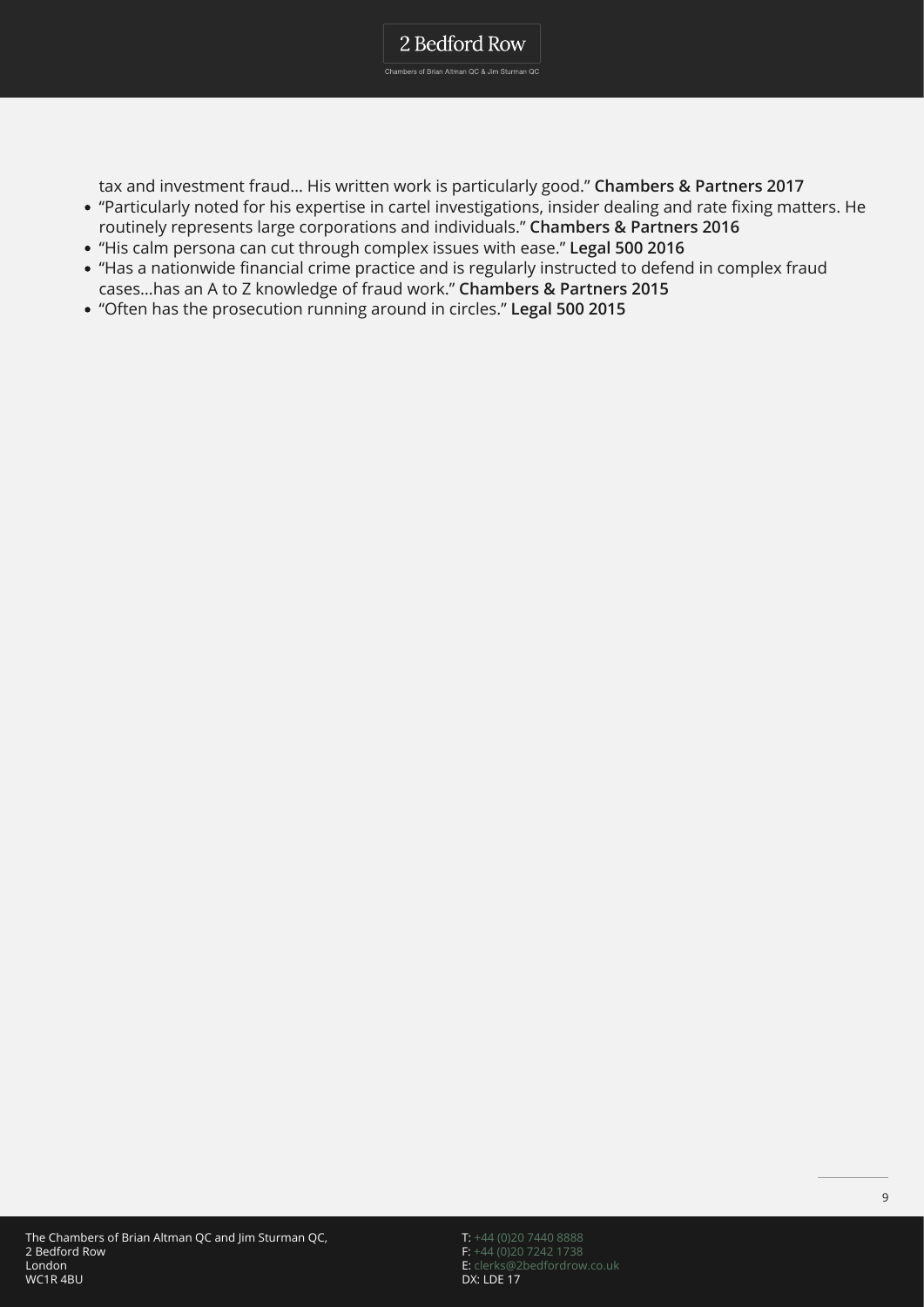tax and investment fraud… His written work is particularly good." **Chambers & Partners 2017**

- "Particularly noted for his expertise in cartel investigations, insider dealing and rate fixing matters. He routinely represents large corporations and individuals." **Chambers & Partners 2016**
- "His calm persona can cut through complex issues with ease." **Legal 500 2016**
- "Has a nationwide financial crime practice and is regularly instructed to defend in complex fraud cases…has an A to Z knowledge of fraud work." **Chambers & Partners 2015**
- "Often has the prosecution running around in circles." **Legal 500 2015**